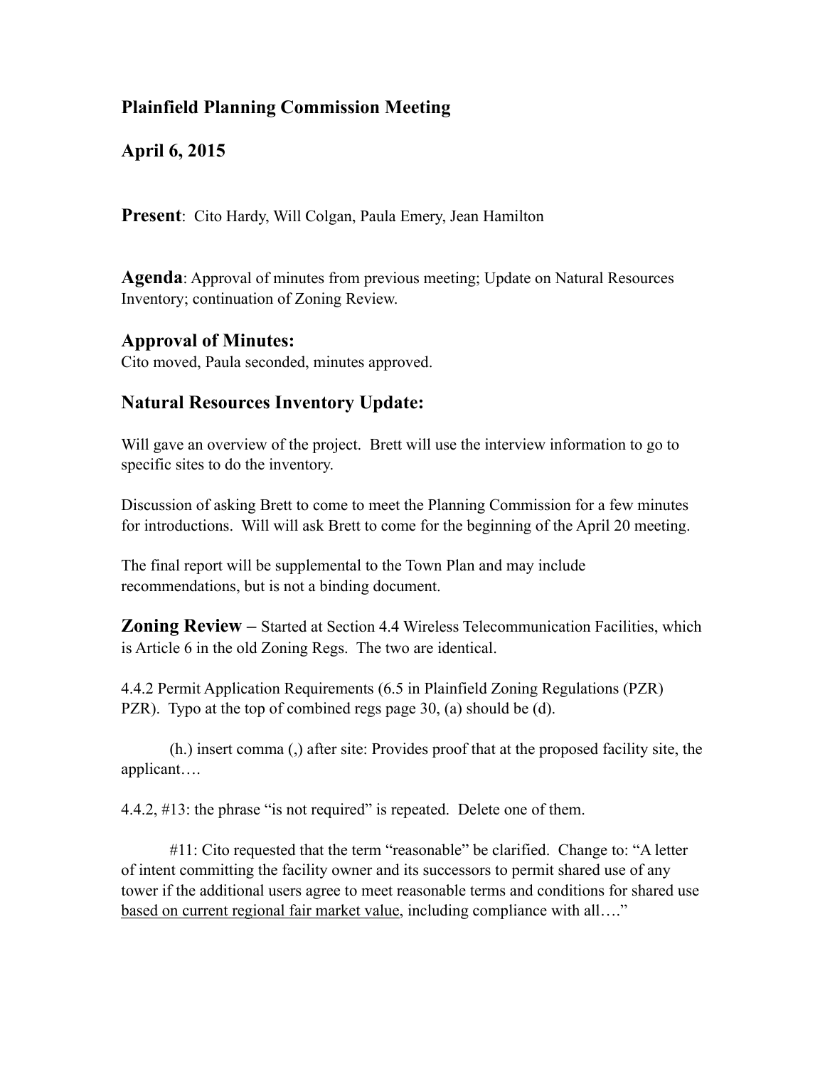## Plainfield Planning Commission Meeting

## April 6, 2015

**Present**: Cito Hardy, Will Colgan, Paula Emery, Jean Hamilton

**Agenda**: Approval of minutes from previous meeting; Update on Natural Resources Inventory; continuation of Zoning Review.

### Approval of Minutes:

Cito moved, Paula seconded, minutes approved.

### Natural Resources Inventory Update:

Will gave an overview of the project. Brett will use the interview information to go to specific sites to do the inventory.

Discussion of asking Brett to come to meet the Planning Commission for a few minutes for introductions. Will will ask Brett to come for the beginning of the April 20 meeting.

The final report will be supplemental to the Town Plan and may include recommendations, but is not a binding document.

**Zoning Review** – Started at Section 4.4 Wireless Telecommunication Facilities, which is Article 6 in the old Zoning Regs. The two are identical.

4.4.2 Permit Application Requirements (6.5 in Plainfield Zoning Regulations (PZR) PZR). Typo at the top of combined regs page 30, (a) should be (d).

(h.) insert comma (,) after site: Provides proof that at the proposed facility site, the applicant….

4.4.2, #13: the phrase "is not required" is repeated. Delete one of them.

#11: Cito requested that the term "reasonable" be clarified. Change to: "A letter of intent committing the facility owner and its successors to permit shared use of any tower if the additional users agree to meet reasonable terms and conditions for shared use <u>based on current regional fair market value</u>, including compliance with all…."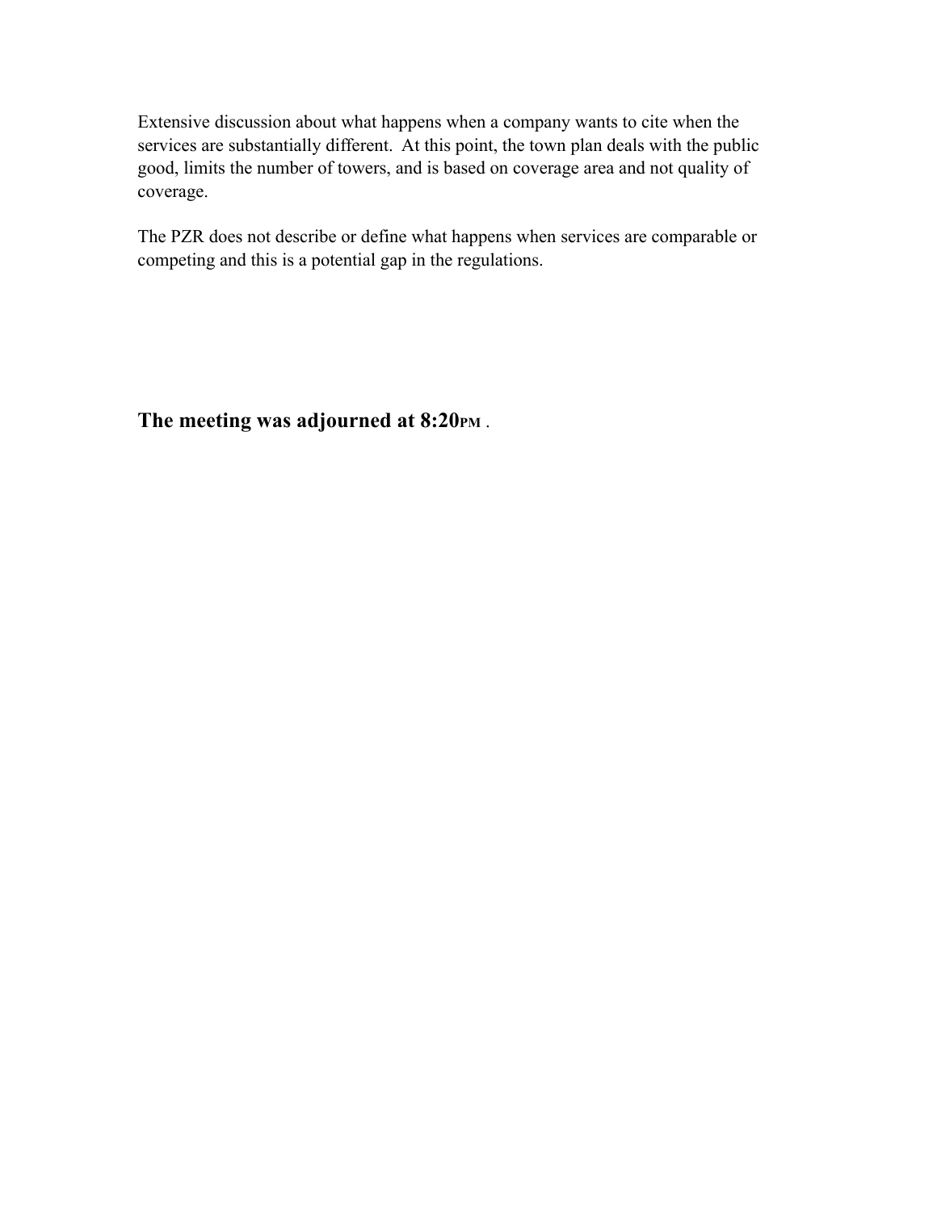Extensive discussion about what happens when a company wants to cite when the services are substantially different.  At this point, the town plan deals with the public good, limits the number of towers, and is based on coverage area and not quality of coverage.

The PZR does not describe or define what happens when services are comparable or competing and this is a potential gap in the regulations.

**The meeting was adjourned at 8:20PM .**